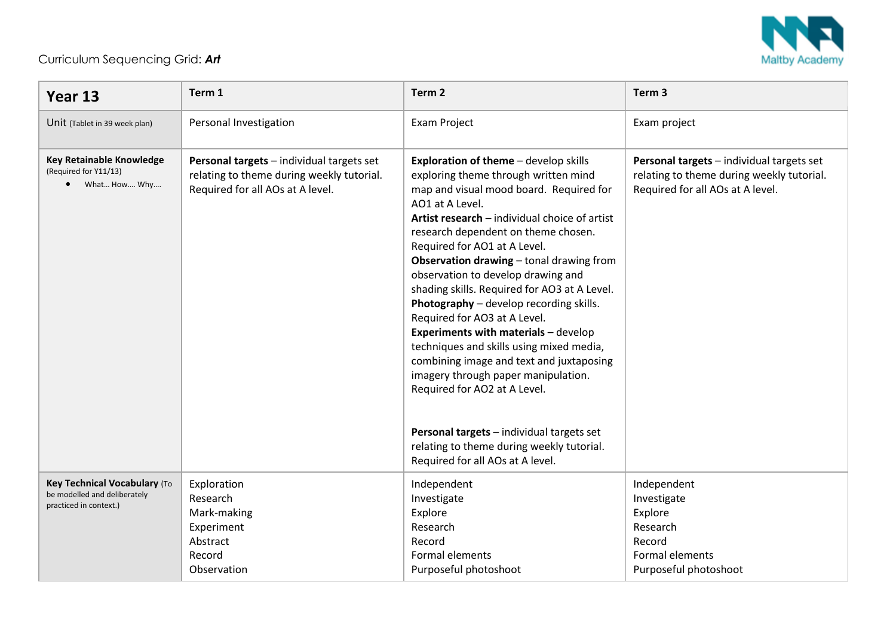Curriculum Sequencing Grid: ***Art***

Maltby Academy

| **Year 13** | **Term 1** | **Term 2** | **Term 3** |
|---|---|---|---|
| Unit (Tablet in 39 week plan) | Personal Investigation | Exam Project | Exam project |
| **Key Retainable Knowledge** (Required for Y11/13)<br>• What… How…. Why…. | **Personal targets** – individual targets set relating to theme during weekly tutorial. Required for all AOs at A level. | **Exploration of theme** – develop skills exploring theme through written mind map and visual mood board. Required for AO1 at A Level.<br>**Artist research** – individual choice of artist research dependent on theme chosen. Required for AO1 at A Level.<br>**Observation drawing** – tonal drawing from observation to develop drawing and shading skills. Required for AO3 at A Level.<br>**Photography** – develop recording skills. Required for AO3 at A Level.<br>**Experiments with materials** – develop techniques and skills using mixed media, combining image and text and juxtaposing imagery through paper manipulation. Required for AO2 at A Level.<br><br>**Personal targets** – individual targets set relating to theme during weekly tutorial. Required for all AOs at A level. | **Personal targets** – individual targets set relating to theme during weekly tutorial. Required for all AOs at A level. |
| **Key Technical Vocabulary** (To be modelled and deliberately practiced in context.) | Exploration<br>Research<br>Mark-making<br>Experiment<br>Abstract<br>Record<br>Observation | Independent<br>Investigate<br>Explore<br>Research<br>Record<br>Formal elements<br>Purposeful photoshoot | Independent<br>Investigate<br>Explore<br>Research<br>Record<br>Formal elements<br>Purposeful photoshoot |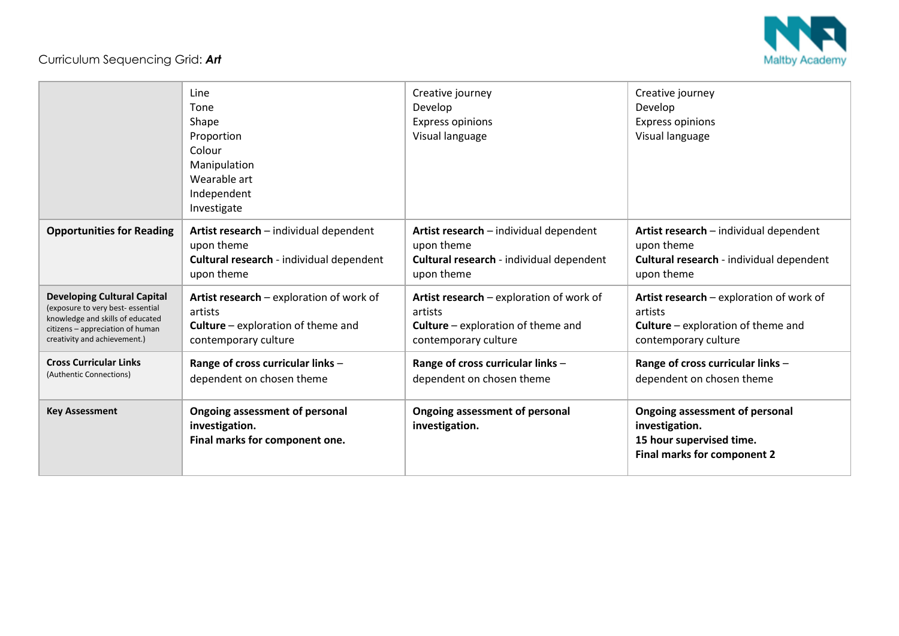Curriculum Sequencing Grid: ***Art***

| | | | |
|---|---|---|---|
| | Line<br>Tone<br>Shape<br>Proportion<br>Colour<br>Manipulation<br>Wearable art<br>Independent<br>Investigate | Creative journey<br>Develop<br>Express opinions<br>Visual language | Creative journey<br>Develop<br>Express opinions<br>Visual language |
| **Opportunities for Reading** | **Artist research** – individual dependent upon theme<br>**Cultural research** - individual dependent upon theme | **Artist research** – individual dependent upon theme<br>**Cultural research** - individual dependent upon theme | **Artist research** – individual dependent upon theme<br>**Cultural research** - individual dependent upon theme |
| **Developing Cultural Capital** (exposure to very best- essential knowledge and skills of educated citizens – appreciation of human creativity and achievement.) | **Artist research** – exploration of work of artists<br>**Culture** – exploration of theme and contemporary culture | **Artist research** – exploration of work of artists<br>**Culture** – exploration of theme and contemporary culture | **Artist research** – exploration of work of artists<br>**Culture** – exploration of theme and contemporary culture |
| **Cross Curricular Links** (Authentic Connections) | **Range of cross curricular links** – dependent on chosen theme | **Range of cross curricular links** – dependent on chosen theme | **Range of cross curricular links** – dependent on chosen theme |
| **Key Assessment** | **Ongoing assessment of personal investigation.**<br>**Final marks for component one.** | **Ongoing assessment of personal investigation.** | **Ongoing assessment of personal investigation.**<br>**15 hour supervised time.**<br>**Final marks for component 2** |